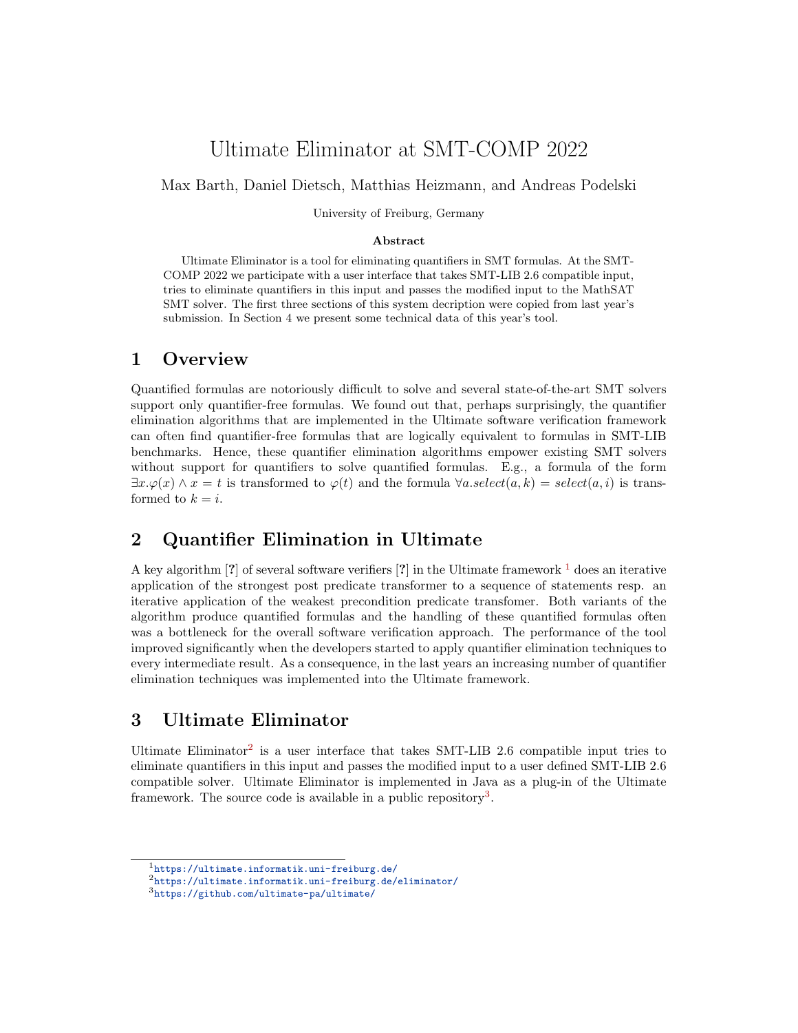# Ultimate Eliminator at SMT-COMP 2022

Max Barth, Daniel Dietsch, Matthias Heizmann, and Andreas Podelski

University of Freiburg, Germany

**Abstract**

Ultimate Eliminator is a tool for eliminating quantifiers in SMT formulas. At the SMT-COMP 2022 we participate with a user interface that takes SMT-LIB 2.6 compatible input, tries to eliminate quantifiers in this input and passes the modified input to the MathSAT SMT solver. The first three sections of this system decription were copied from last year's submission. In Section 4 we present some technical data of this year's tool.

## 1 Overview

Quantified formulas are notoriously difficult to solve and several state-of-the-art SMT solvers support only quantifier-free formulas. We found out that, perhaps surprisingly, the quantifier elimination algorithms that are implemented in the Ultimate software verification framework can often find quantifier-free formulas that are logically equivalent to formulas in SMT-LIB benchmarks. Hence, these quantifier elimination algorithms empower existing SMT solvers without support for quantifiers to solve quantified formulas. E.g., a formula of the form $\exists x.\varphi(x) \wedge x = t$ is transformed to $\varphi(t)$ and the formula $\forall a.select(a, k) = select(a, i)$ is transformed to $k = i$.

## 2 Quantifier Elimination in Ultimate

A key algorithm [**?**] of several software verifiers [**?**] in the Ultimate framework [1] does an iterative application of the strongest post predicate transformer to a sequence of statements resp. an iterative application of the weakest precondition predicate transfomer. Both variants of the algorithm produce quantified formulas and the handling of these quantified formulas often was a bottleneck for the overall software verification approach. The performance of the tool improved significantly when the developers started to apply quantifier elimination techniques to every intermediate result. As a consequence, in the last years an increasing number of quantifier elimination techniques was implemented into the Ultimate framework.

## 3 Ultimate Eliminator

Ultimate Eliminator[2] is a user interface that takes SMT-LIB 2.6 compatible input tries to eliminate quantifiers in this input and passes the modified input to a user defined SMT-LIB 2.6 compatible solver. Ultimate Eliminator is implemented in Java as a plug-in of the Ultimate framework. The source code is available in a public repository[3].

---

[1] https://ultimate.informatik.uni-freiburg.de/

[2] https://ultimate.informatik.uni-freiburg.de/eliminator/

[3] https://github.com/ultimate-pa/ultimate/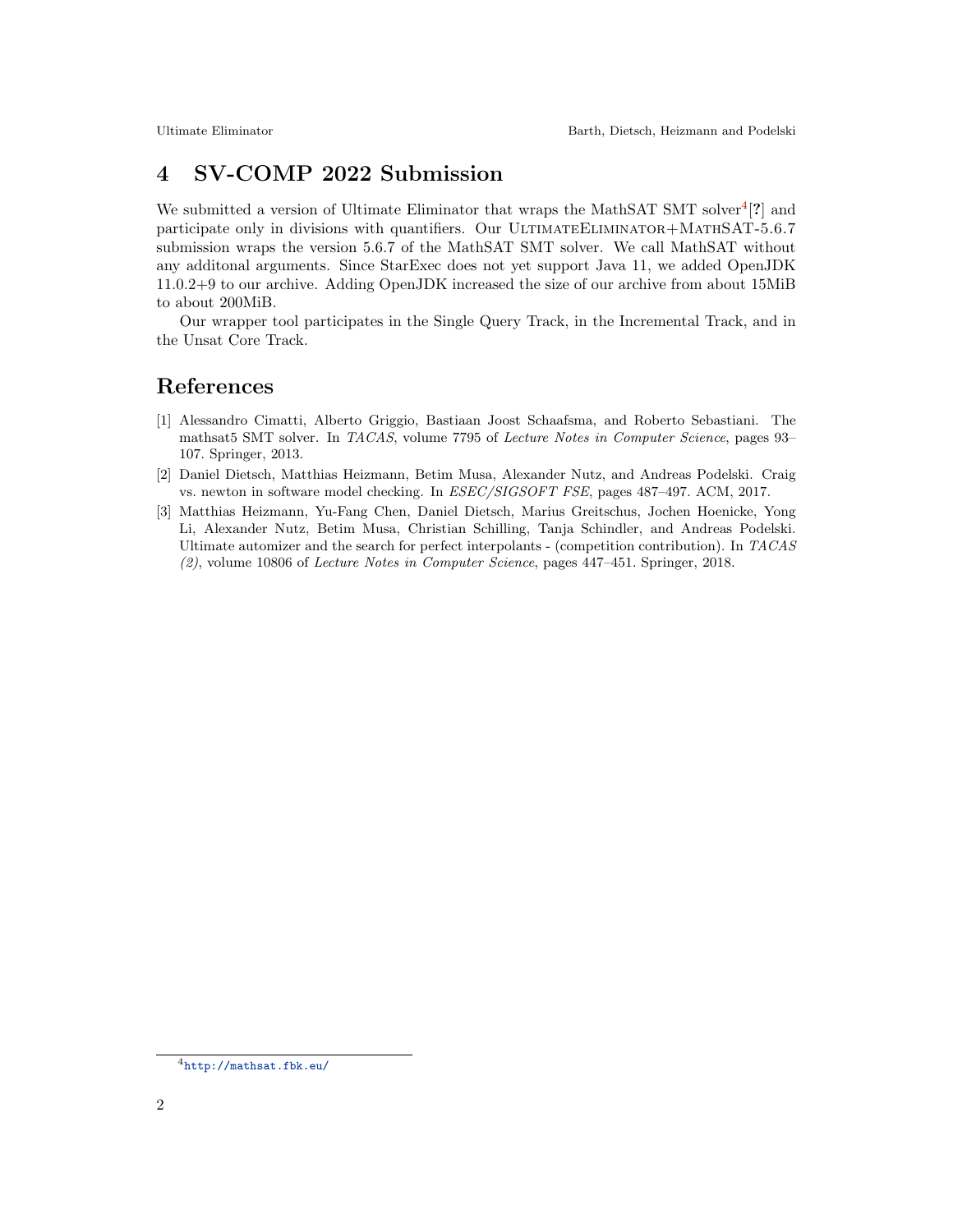## 4 SV-COMP 2022 Submission

We submitted a version of Ultimate Eliminator that wraps the MathSAT SMT solver[4][?] and participate only in divisions with quantifiers. Our UltimateEliminator+MathSAT-5.6.7 submission wraps the version 5.6.7 of the MathSAT SMT solver. We call MathSAT without any additonal arguments. Since StarExec does not yet support Java 11, we added OpenJDK 11.0.2+9 to our archive. Adding OpenJDK increased the size of our archive from about 15MiB to about 200MiB.

Our wrapper tool participates in the Single Query Track, in the Incremental Track, and in the Unsat Core Track.

## References

[1] Alessandro Cimatti, Alberto Griggio, Bastiaan Joost Schaafsma, and Roberto Sebastiani. The mathsat5 SMT solver. In *TACAS*, volume 7795 of *Lecture Notes in Computer Science*, pages 93–107. Springer, 2013.

[2] Daniel Dietsch, Matthias Heizmann, Betim Musa, Alexander Nutz, and Andreas Podelski. Craig vs. newton in software model checking. In *ESEC/SIGSOFT FSE*, pages 487–497. ACM, 2017.

[3] Matthias Heizmann, Yu-Fang Chen, Daniel Dietsch, Marius Greitschus, Jochen Hoenicke, Yong Li, Alexander Nutz, Betim Musa, Christian Schilling, Tanja Schindler, and Andreas Podelski. Ultimate automizer and the search for perfect interpolants - (competition contribution). In *TACAS (2)*, volume 10806 of *Lecture Notes in Computer Science*, pages 447–451. Springer, 2018.

[4] http://mathsat.fbk.eu/